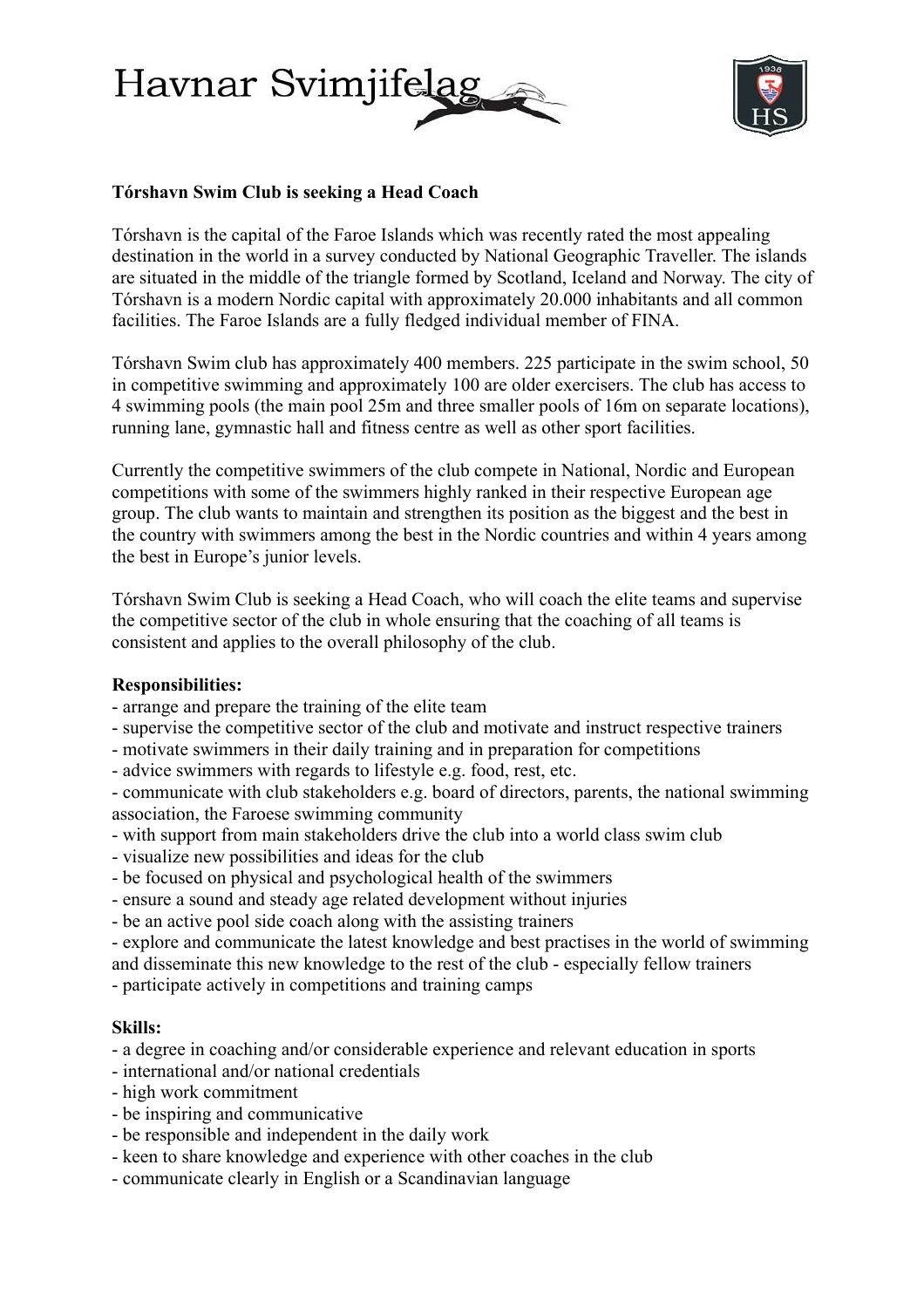# Havnar Svimjifelag

**Tórshavn Swim Club is seeking a Head Coach**

Tórshavn is the capital of the Faroe Islands which was recently rated the most appealing destination in the world in a survey conducted by National Geographic Traveller. The islands are situated in the middle of the triangle formed by Scotland, Iceland and Norway. The city of Tórshavn is a modern Nordic capital with approximately 20.000 inhabitants and all common facilities. The Faroe Islands are a fully fledged individual member of FINA.

Tórshavn Swim club has approximately 400 members. 225 participate in the swim school, 50 in competitive swimming and approximately 100 are older exercisers. The club has access to 4 swimming pools (the main pool 25m and three smaller pools of 16m on separate locations), running lane, gymnastic hall and fitness centre as well as other sport facilities.

Currently the competitive swimmers of the club compete in National, Nordic and European competitions with some of the swimmers highly ranked in their respective European age group. The club wants to maintain and strengthen its position as the biggest and the best in the country with swimmers among the best in the Nordic countries and within 4 years among the best in Europe's junior levels.

Tórshavn Swim Club is seeking a Head Coach, who will coach the elite teams and supervise the competitive sector of the club in whole ensuring that the coaching of all teams is consistent and applies to the overall philosophy of the club.

**Responsibilities:**

- arrange and prepare the training of the elite team
- supervise the competitive sector of the club and motivate and instruct respective trainers
- motivate swimmers in their daily training and in preparation for competitions
- advice swimmers with regards to lifestyle e.g. food, rest, etc.
- communicate with club stakeholders e.g. board of directors, parents, the national swimming association, the Faroese swimming community
- with support from main stakeholders drive the club into a world class swim club
- visualize new possibilities and ideas for the club
- be focused on physical and psychological health of the swimmers
- ensure a sound and steady age related development without injuries
- be an active pool side coach along with the assisting trainers
- explore and communicate the latest knowledge and best practises in the world of swimming and disseminate this new knowledge to the rest of the club - especially fellow trainers
- participate actively in competitions and training camps

**Skills:**

- a degree in coaching and/or considerable experience and relevant education in sports
- international and/or national credentials
- high work commitment
- be inspiring and communicative
- be responsible and independent in the daily work
- keen to share knowledge and experience with other coaches in the club
- communicate clearly in English or a Scandinavian language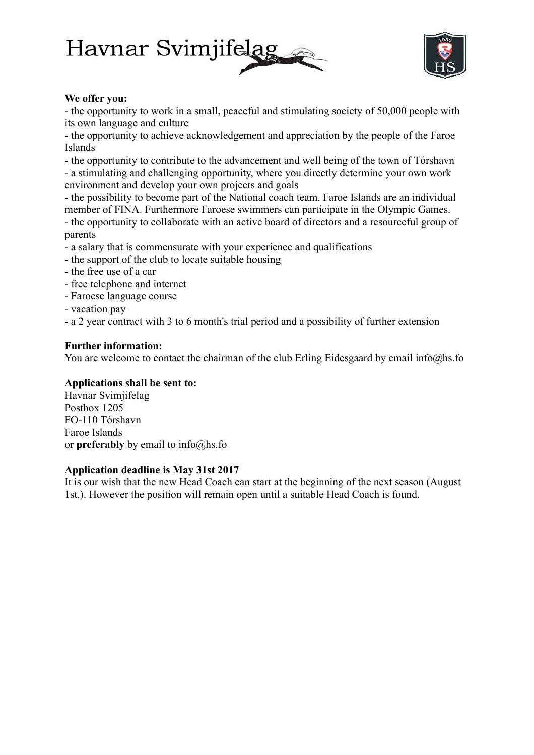Havnar Svimjifelag

**We offer you:**

- the opportunity to work in a small, peaceful and stimulating society of 50,000 people with its own language and culture
- the opportunity to achieve acknowledgement and appreciation by the people of the Faroe Islands
- the opportunity to contribute to the advancement and well being of the town of Tórshavn
- a stimulating and challenging opportunity, where you directly determine your own work environment and develop your own projects and goals
- the possibility to become part of the National coach team. Faroe Islands are an individual member of FINA. Furthermore Faroese swimmers can participate in the Olympic Games.
- the opportunity to collaborate with an active board of directors and a resourceful group of parents
- a salary that is commensurate with your experience and qualifications
- the support of the club to locate suitable housing
- the free use of a car
- free telephone and internet
- Faroese language course
- vacation pay
- a 2 year contract with 3 to 6 month's trial period and a possibility of further extension

**Further information:**
You are welcome to contact the chairman of the club Erling Eidesgaard by email info@hs.fo

**Applications shall be sent to:**
Havnar Svimjifelag
Postbox 1205
FO-110 Tórshavn
Faroe Islands
or **preferably** by email to info@hs.fo

**Application deadline is May 31st 2017**
It is our wish that the new Head Coach can start at the beginning of the next season (August 1st.). However the position will remain open until a suitable Head Coach is found.